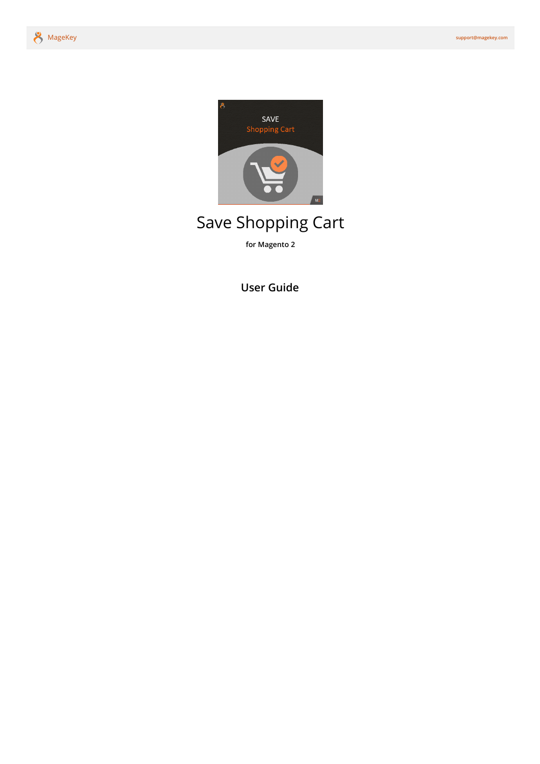# Save Shopping Cart

**for Magento 2**

## User Guide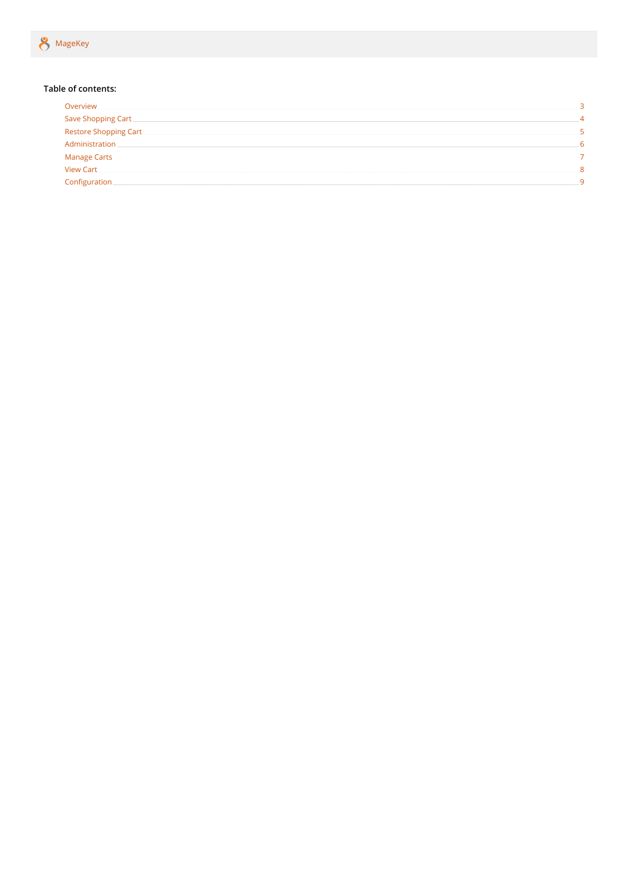MageKey

**Table of contents:**

- Overview ... 3
- Save Shopping Cart ... 4
- Restore Shopping Cart ... 5
- Administration ... 6
- Manage Carts ... 7
- View Cart ... 8
- Configuration ... 9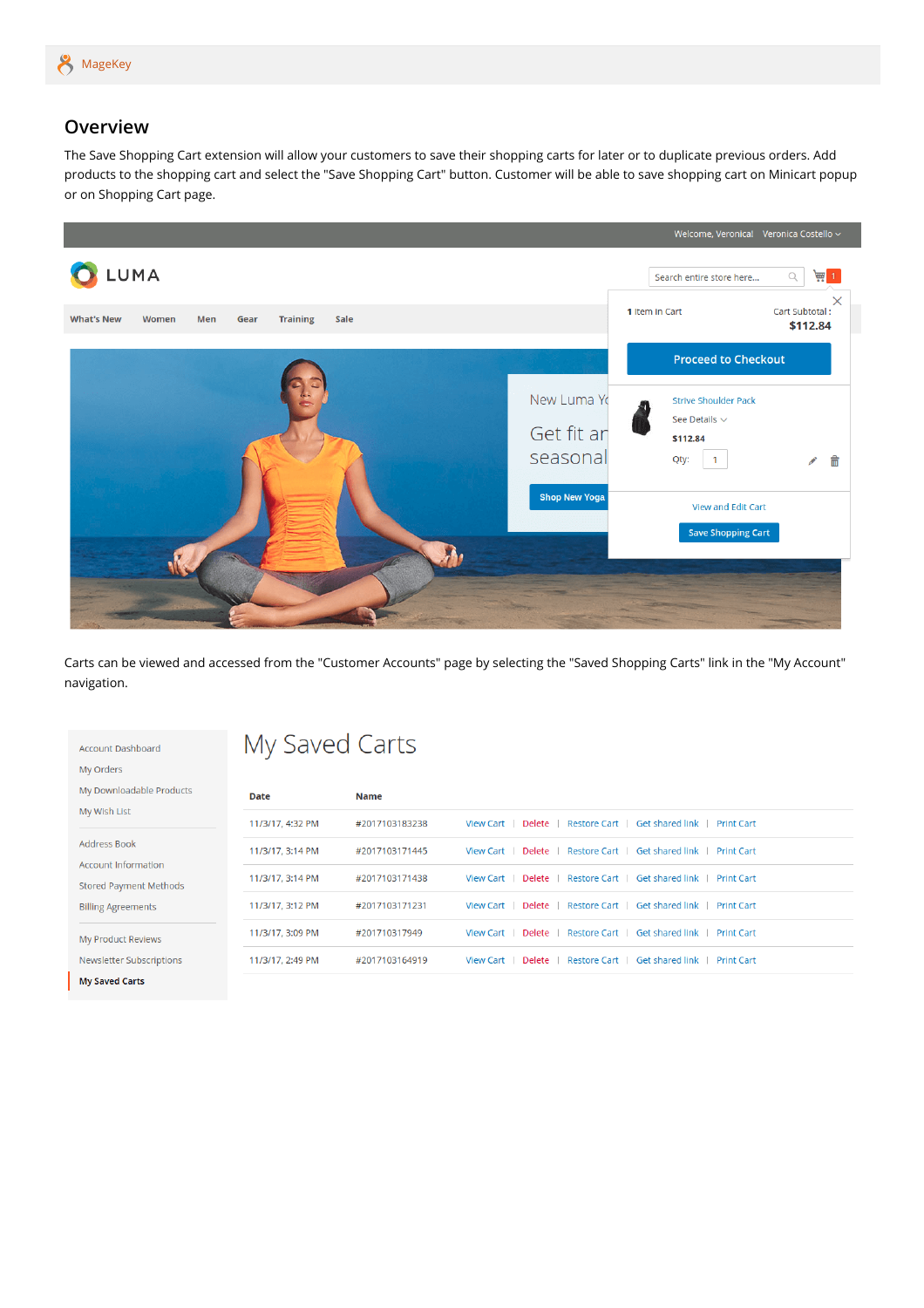## Overview

The Save Shopping Cart extension will allow your customers to save their shopping carts for later or to duplicate previous orders. Add products to the shopping cart and select the "Save Shopping Cart" button. Customer will be able to save shopping cart on Minicart popup or on Shopping Cart page.

Carts can be viewed and accessed from the "Customer Accounts" page by selecting the "Saved Shopping Carts" link in the "My Account" navigation.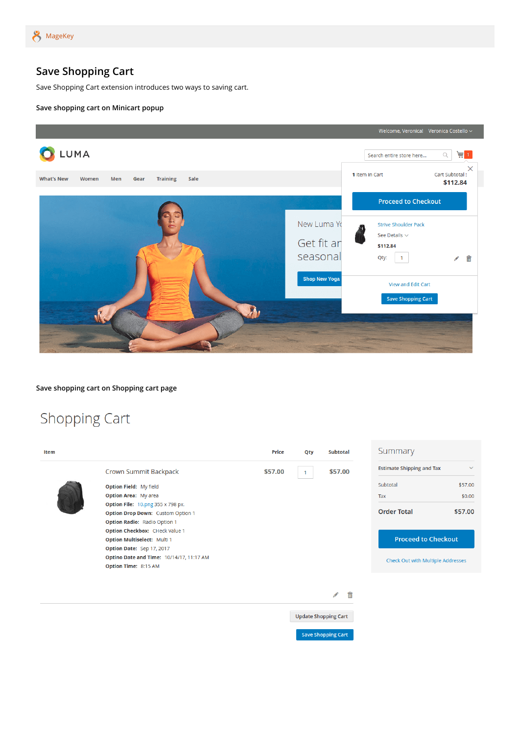## Save Shopping Cart

Save Shopping Cart extension introduces two ways to saving cart.

### Save shopping cart on Minicart popup

### Save shopping cart on Shopping cart page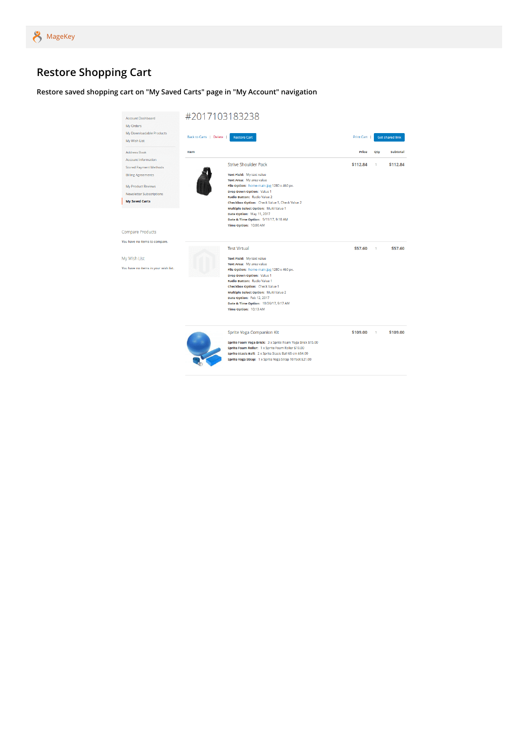## Restore Shopping Cart

**Restore saved shopping cart on "My Saved Carts" page in "My Account" navigation**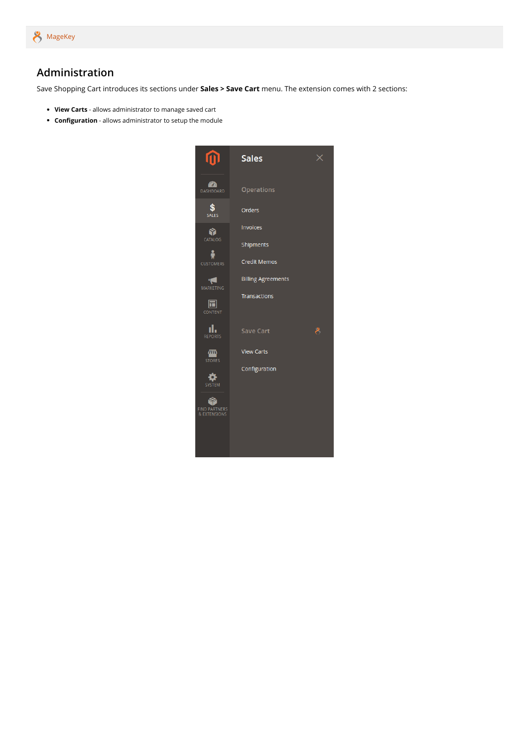## Administration

Save Shopping Cart introduces its sections under **Sales > Save Cart** menu. The extension comes with 2 sections:

- **View Carts** - allows administrator to manage saved cart
- **Configuration** - allows administrator to setup the module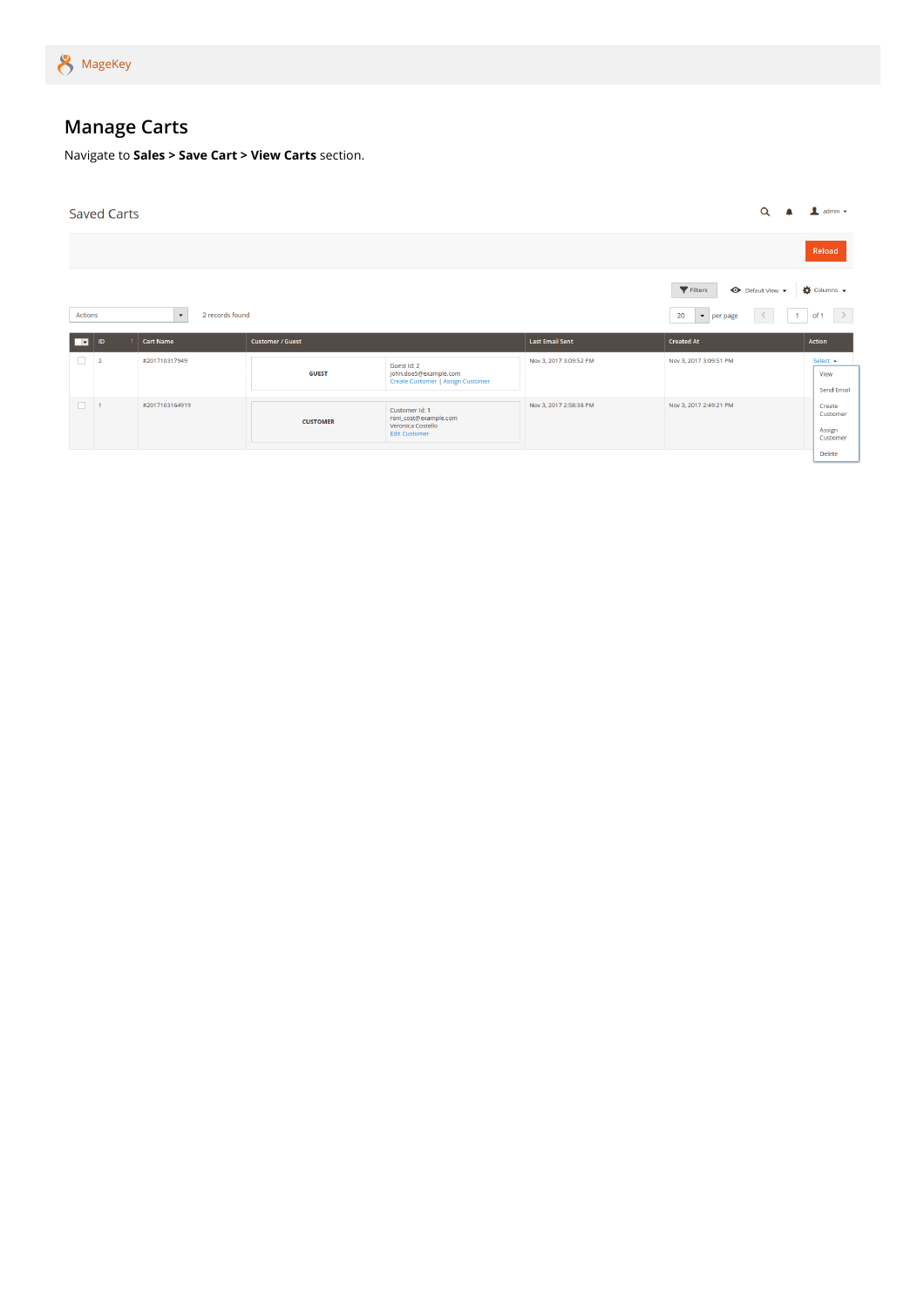## Manage Carts

Navigate to **Sales > Save Cart > View Carts** section.

Saved Carts

Reload

Filters | Default View | Columns

Actions | 2 records found | 20 per page | 1 of 1

| ID | Cart Name | Customer / Guest | | Last Email Sent | Created At | Action |
|---|---|---|---|---|---|---|
| 2 | #201710317949 | GUEST | Guest Id: 2<br>john.doe5@example.com<br>Create Customer \| Assign Customer | Nov 3, 2017 3:09:52 PM | Nov 3, 2017 3:09:51 PM | Select |
| 1 | #2017103164919 | CUSTOMER | Customer Id: 1<br>roni_cost@example.com<br>Veronica Costello<br>Edit Customer | Nov 3, 2017 2:58:38 PM | Nov 3, 2017 2:49:21 PM | |

Select: View, Send Email, Create Customer, Assign Customer, Delete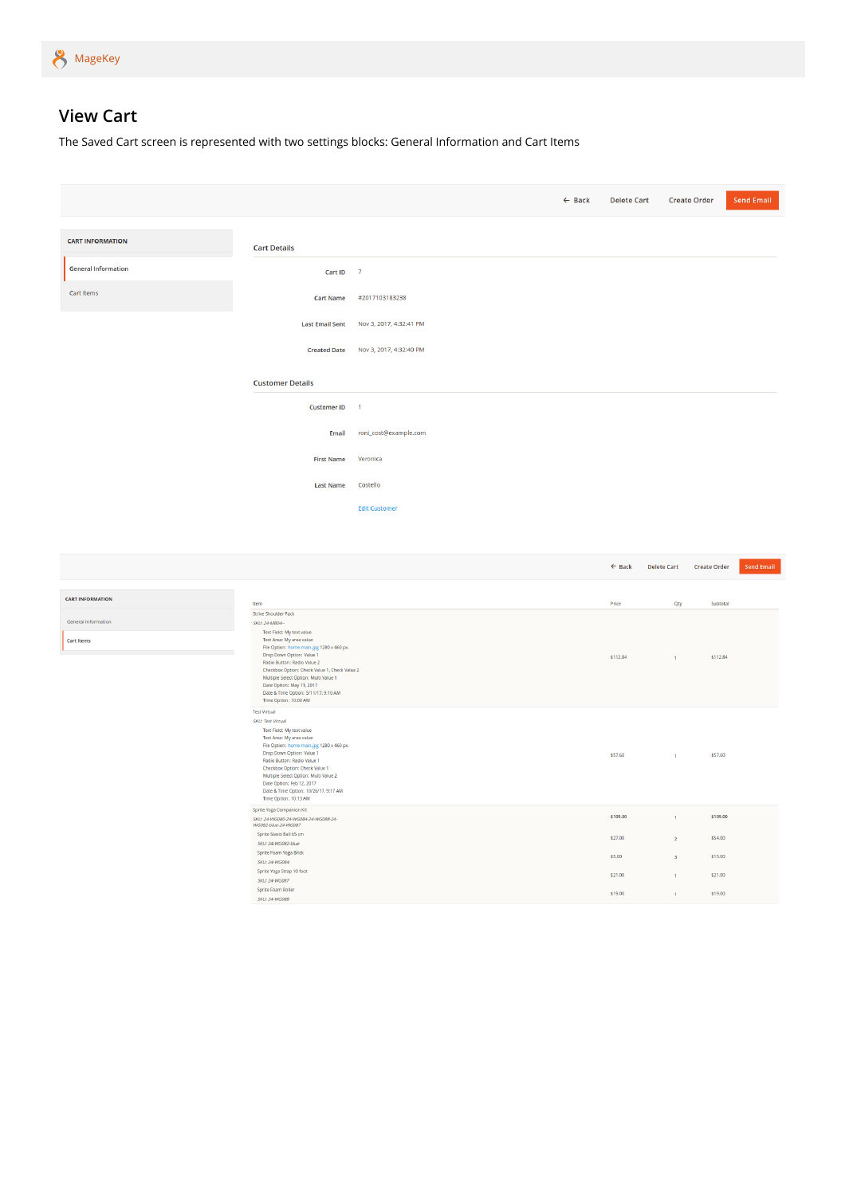MageKey

# View Cart

The Saved Cart screen is represented with two settings blocks: General Information and Cart Items

← Back | Delete Cart | Create Order | Send Email

**CART INFORMATION**

- General Information
- Cart Items

### Cart Details

| | |
|---|---|
| Cart ID | 7 |
| Cart Name | #2017103183238 |
| Last Email Sent | Nov 3, 2017, 4:32:41 PM |
| Created Date | Nov 3, 2017, 4:32:40 PM |

### Customer Details

| | |
|---|---|
| Customer ID | 1 |
| Email | roni_cost@example.com |
| First Name | Veronica |
| Last Name | Costello |

Edit Customer

← Back | Delete Cart | Create Order | Send Email

**CART INFORMATION**

- General Information
- Cart Items

| Item | Price | Qty | Subtotal |
|---|---|---|---|
| Strive Shoulder Pack<br>*SKU: 24-MB04-*<br>Text Field: My text value<br>Text Area: My area value<br>File Option: home-main.jpg 1280 x 460 px.<br>Drop Down Option: Value 1<br>Radio Button: Radio Value 2<br>Checkbox Option: Check Value 1, Check Value 2<br>Multiple Select Option: Multi Value 1<br>Date Option: May 11, 2017<br>Date & Time Option: 5/11/17, 9:10 AM<br>Time Option: 10:00 AM | $112.84 | 1 | $112.84 |
| Test Virtual<br>*SKU: Test Virtual*<br>Text Field: My text value<br>Text Area: My area value<br>File Option: home-main.jpg 1280 x 460 px.<br>Drop Down Option: Value 1<br>Radio Button: Radio Value 1<br>Checkbox Option: Check Value 1<br>Multiple Select Option: Multi Value 2<br>Date Option: Feb 12, 2017<br>Date & Time Option: 10/26/17, 9:17 AM<br>Time Option: 10:15 AM | $57.60 | 1 | $57.60 |
| Sprite Yoga Companion Kit<br>*SKU: 24-WG080-24-WG084-24-WG088-24-WG082-blue-24-WG087* | $109.00 | 1 | $109.00 |
| Sprite Stasis Ball 65 cm<br>*SKU: 24-WG082-blue* | $27.00 | 2 | $54.00 |
| Sprite Foam Yoga Brick<br>*SKU: 24-WG084* | $5.00 | 3 | $15.00 |
| Sprite Yoga Strap 10 foot<br>*SKU: 24-WG087* | $21.00 | 1 | $21.00 |
| Sprite Foam Roller<br>*SKU: 24-WG088* | $19.00 | 1 | $19.00 |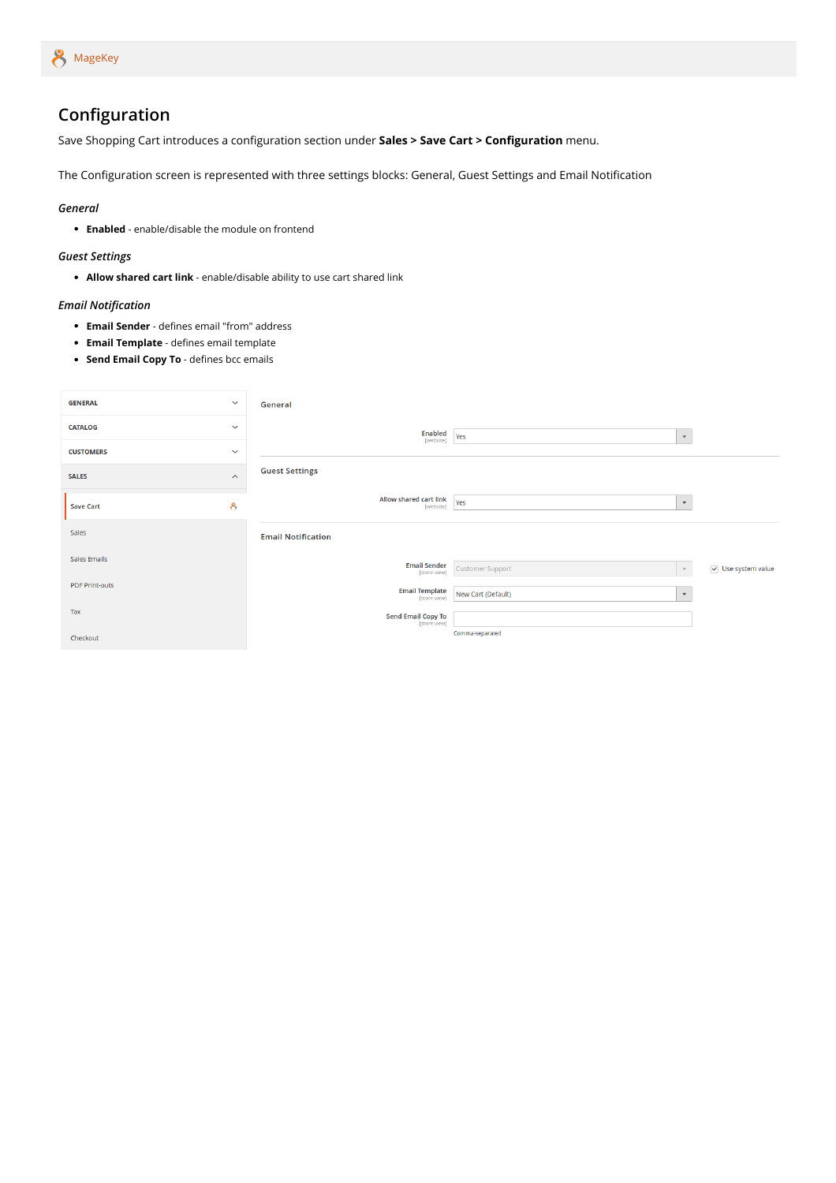## Configuration

Save Shopping Cart introduces a configuration section under **Sales > Save Cart > Configuration** menu.

The Configuration screen is represented with three settings blocks: General, Guest Settings and Email Notification

### *General*

- **Enabled** - enable/disable the module on frontend

### *Guest Settings*

- **Allow shared cart link** - enable/disable ability to use cart shared link

### *Email Notification*

- **Email Sender** - defines email "from" address
- **Email Template** - defines email template
- **Send Email Copy To** - defines bcc emails